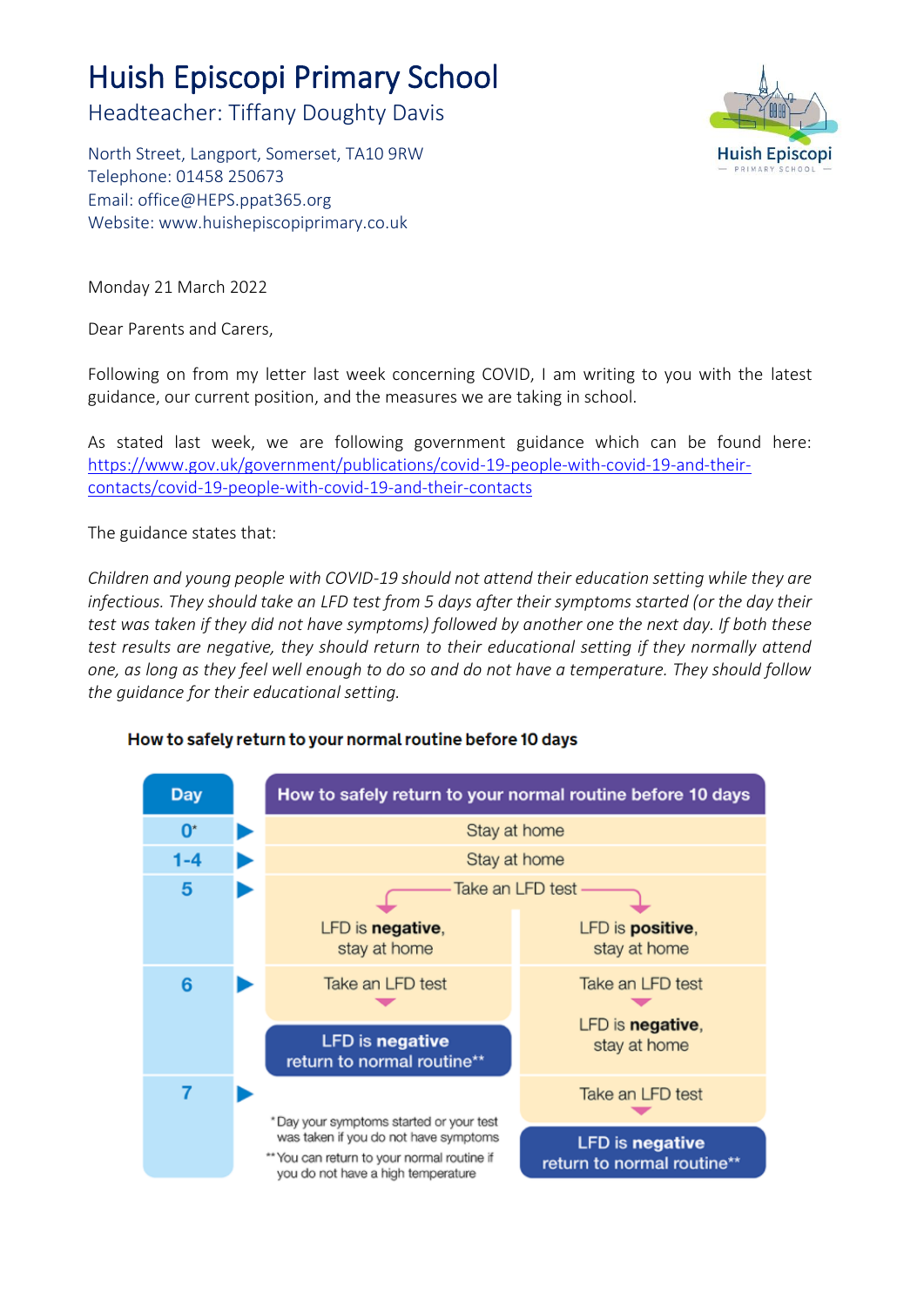# Huish Episcopi Primary School

## Headteacher: Tiffany Doughty Davis

North Street, Langport, Somerset, TA10 9RW
Telephone: 01458 250673
Email: office@HEPS.ppat365.org
Website: www.huishepiscopiprimary.co.uk

Monday 21 March 2022

Dear Parents and Carers,

Following on from my letter last week concerning COVID, I am writing to you with the latest guidance, our current position, and the measures we are taking in school.

As stated last week, we are following government guidance which can be found here: https://www.gov.uk/government/publications/covid-19-people-with-covid-19-and-their-contacts/covid-19-people-with-covid-19-and-their-contacts

The guidance states that:

*Children and young people with COVID-19 should not attend their education setting while they are infectious. They should take an LFD test from 5 days after their symptoms started (or the day their test was taken if they did not have symptoms) followed by another one the next day. If both these test results are negative, they should return to their educational setting if they normally attend one, as long as they feel well enough to do so and do not have a temperature. They should follow the guidance for their educational setting.*

**How to safely return to your normal routine before 10 days**

| Day | How to safely return to your normal routine before 10 days | |
|---|---|---|
| 0* | Stay at home | |
| 1-4 | Stay at home | |
| 5 | Take an LFD test: LFD is **negative**, stay at home | Take an LFD test: LFD is **positive**, stay at home |
| 6 | Take an LFD test → **LFD is negative** return to normal routine** | Take an LFD test → LFD is **negative**, stay at home |
| 7 | | Take an LFD test → **LFD is negative** return to normal routine** |

\* Day your symptoms started or your test was taken if you do not have symptoms

\*\* You can return to your normal routine if you do not have a high temperature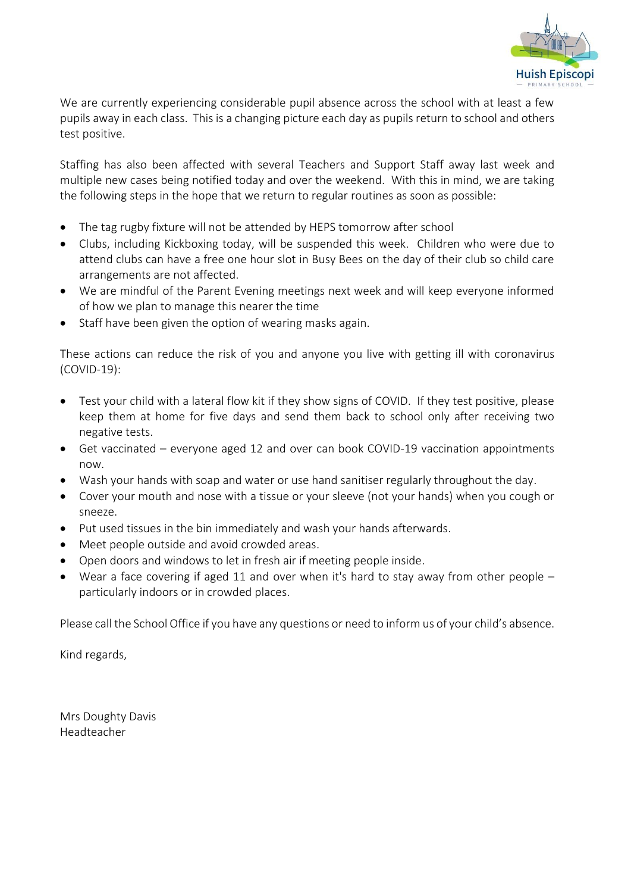We are currently experiencing considerable pupil absence across the school with at least a few pupils away in each class. This is a changing picture each day as pupils return to school and others test positive.

Staffing has also been affected with several Teachers and Support Staff away last week and multiple new cases being notified today and over the weekend. With this in mind, we are taking the following steps in the hope that we return to regular routines as soon as possible:

- The tag rugby fixture will not be attended by HEPS tomorrow after school
- Clubs, including Kickboxing today, will be suspended this week. Children who were due to attend clubs can have a free one hour slot in Busy Bees on the day of their club so child care arrangements are not affected.
- We are mindful of the Parent Evening meetings next week and will keep everyone informed of how we plan to manage this nearer the time
- Staff have been given the option of wearing masks again.

These actions can reduce the risk of you and anyone you live with getting ill with coronavirus (COVID-19):

- Test your child with a lateral flow kit if they show signs of COVID. If they test positive, please keep them at home for five days and send them back to school only after receiving two negative tests.
- Get vaccinated – everyone aged 12 and over can book COVID-19 vaccination appointments now.
- Wash your hands with soap and water or use hand sanitiser regularly throughout the day.
- Cover your mouth and nose with a tissue or your sleeve (not your hands) when you cough or sneeze.
- Put used tissues in the bin immediately and wash your hands afterwards.
- Meet people outside and avoid crowded areas.
- Open doors and windows to let in fresh air if meeting people inside.
- Wear a face covering if aged 11 and over when it's hard to stay away from other people – particularly indoors or in crowded places.

Please call the School Office if you have any questions or need to inform us of your child's absence.

Kind regards,

Mrs Doughty Davis
Headteacher